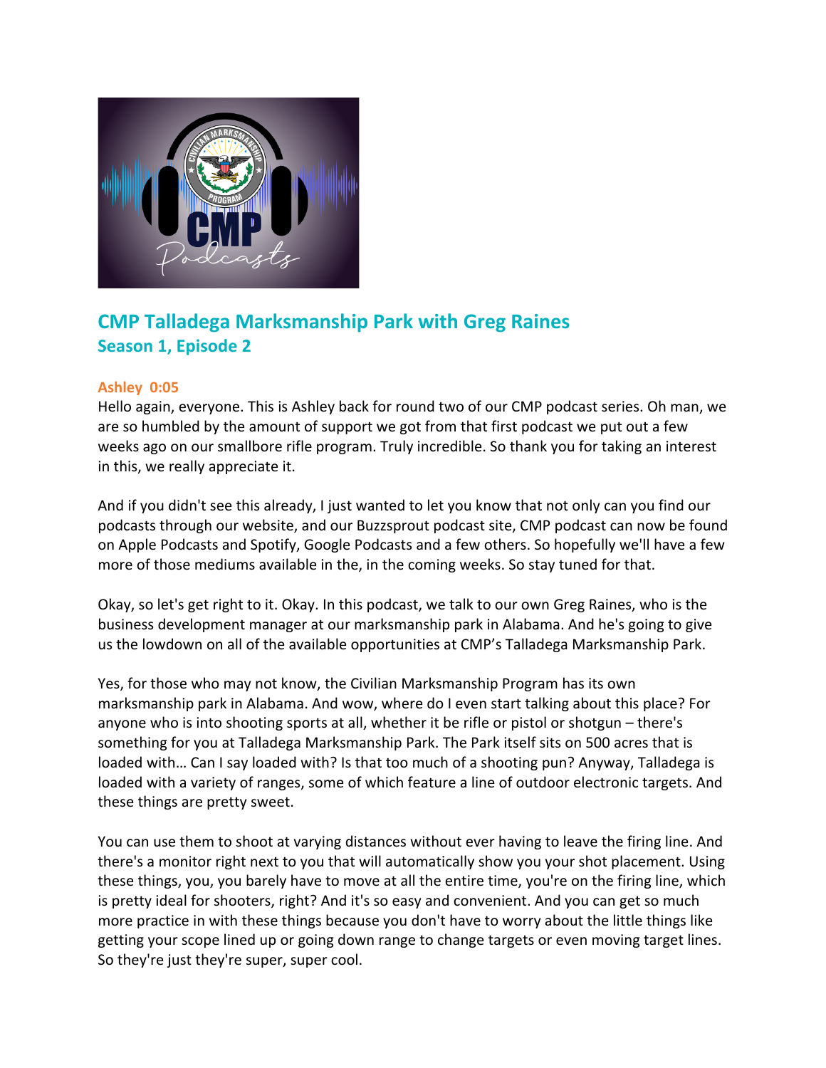# CMP Talladega Marksmanship Park with Greg Raines

## Season 1, Episode 2

**Ashley 0:05**

Hello again, everyone. This is Ashley back for round two of our CMP podcast series. Oh man, we are so humbled by the amount of support we got from that first podcast we put out a few weeks ago on our smallbore rifle program. Truly incredible. So thank you for taking an interest in this, we really appreciate it.

And if you didn't see this already, I just wanted to let you know that not only can you find our podcasts through our website, and our Buzzsprout podcast site, CMP podcast can now be found on Apple Podcasts and Spotify, Google Podcasts and a few others. So hopefully we'll have a few more of those mediums available in the, in the coming weeks. So stay tuned for that.

Okay, so let's get right to it. Okay. In this podcast, we talk to our own Greg Raines, who is the business development manager at our marksmanship park in Alabama. And he's going to give us the lowdown on all of the available opportunities at CMP's Talladega Marksmanship Park.

Yes, for those who may not know, the Civilian Marksmanship Program has its own marksmanship park in Alabama. And wow, where do I even start talking about this place? For anyone who is into shooting sports at all, whether it be rifle or pistol or shotgun – there's something for you at Talladega Marksmanship Park. The Park itself sits on 500 acres that is loaded with… Can I say loaded with? Is that too much of a shooting pun? Anyway, Talladega is loaded with a variety of ranges, some of which feature a line of outdoor electronic targets. And these things are pretty sweet.

You can use them to shoot at varying distances without ever having to leave the firing line. And there's a monitor right next to you that will automatically show you your shot placement. Using these things, you, you barely have to move at all the entire time, you're on the firing line, which is pretty ideal for shooters, right? And it's so easy and convenient. And you can get so much more practice in with these things because you don't have to worry about the little things like getting your scope lined up or going down range to change targets or even moving target lines. So they're just they're super, super cool.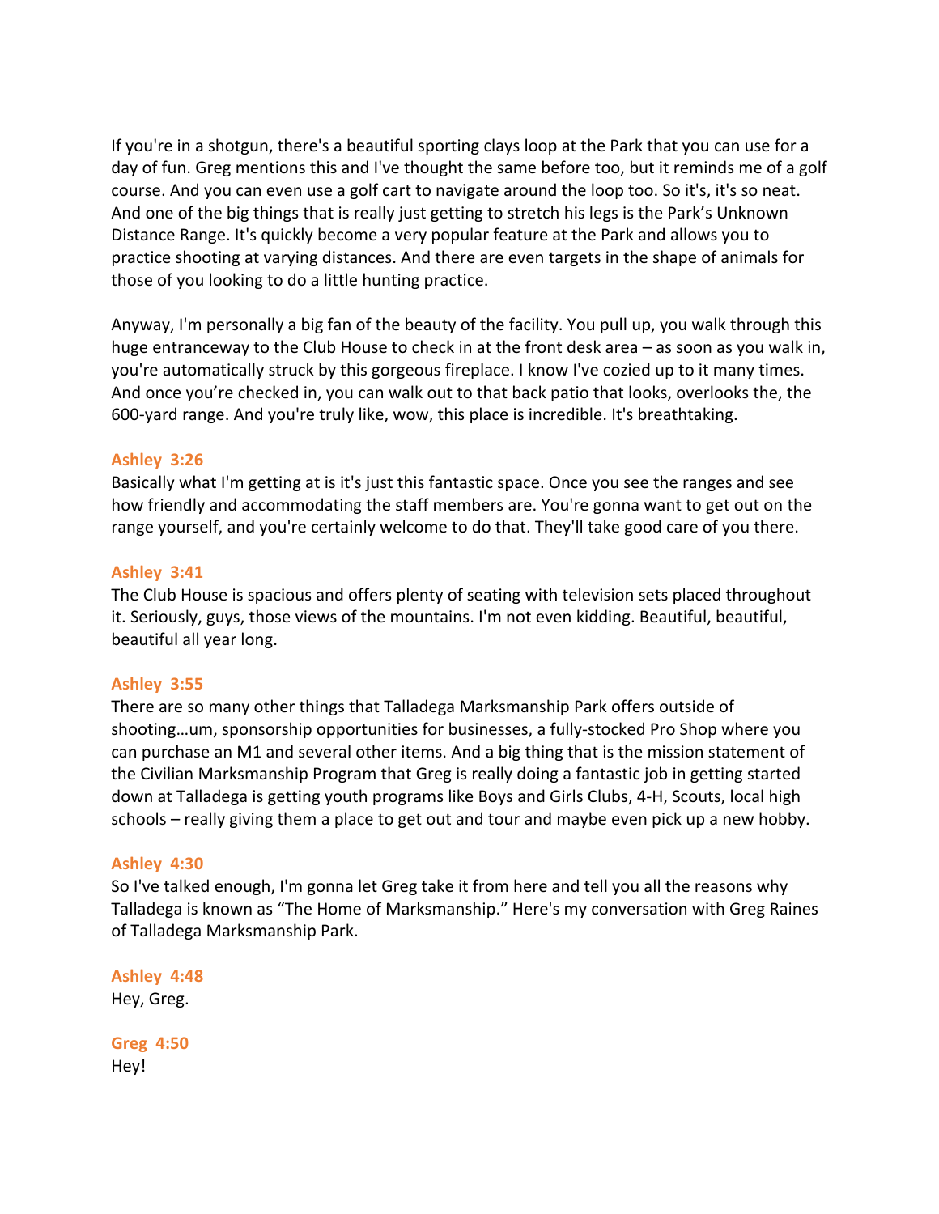If you're in a shotgun, there's a beautiful sporting clays loop at the Park that you can use for a day of fun. Greg mentions this and I've thought the same before too, but it reminds me of a golf course. And you can even use a golf cart to navigate around the loop too. So it's, it's so neat. And one of the big things that is really just getting to stretch his legs is the Park's Unknown Distance Range. It's quickly become a very popular feature at the Park and allows you to practice shooting at varying distances. And there are even targets in the shape of animals for those of you looking to do a little hunting practice.

Anyway, I'm personally a big fan of the beauty of the facility. You pull up, you walk through this huge entranceway to the Club House to check in at the front desk area – as soon as you walk in, you're automatically struck by this gorgeous fireplace. I know I've cozied up to it many times. And once you're checked in, you can walk out to that back patio that looks, overlooks the, the 600-yard range. And you're truly like, wow, this place is incredible. It's breathtaking.

**Ashley 3:26**
Basically what I'm getting at is it's just this fantastic space. Once you see the ranges and see how friendly and accommodating the staff members are. You're gonna want to get out on the range yourself, and you're certainly welcome to do that. They'll take good care of you there.

**Ashley 3:41**
The Club House is spacious and offers plenty of seating with television sets placed throughout it. Seriously, guys, those views of the mountains. I'm not even kidding. Beautiful, beautiful, beautiful all year long.

**Ashley 3:55**
There are so many other things that Talladega Marksmanship Park offers outside of shooting…um, sponsorship opportunities for businesses, a fully-stocked Pro Shop where you can purchase an M1 and several other items. And a big thing that is the mission statement of the Civilian Marksmanship Program that Greg is really doing a fantastic job in getting started down at Talladega is getting youth programs like Boys and Girls Clubs, 4-H, Scouts, local high schools – really giving them a place to get out and tour and maybe even pick up a new hobby.

**Ashley 4:30**
So I've talked enough, I'm gonna let Greg take it from here and tell you all the reasons why Talladega is known as "The Home of Marksmanship." Here's my conversation with Greg Raines of Talladega Marksmanship Park.

**Ashley 4:48**
Hey, Greg.

**Greg 4:50**
Hey!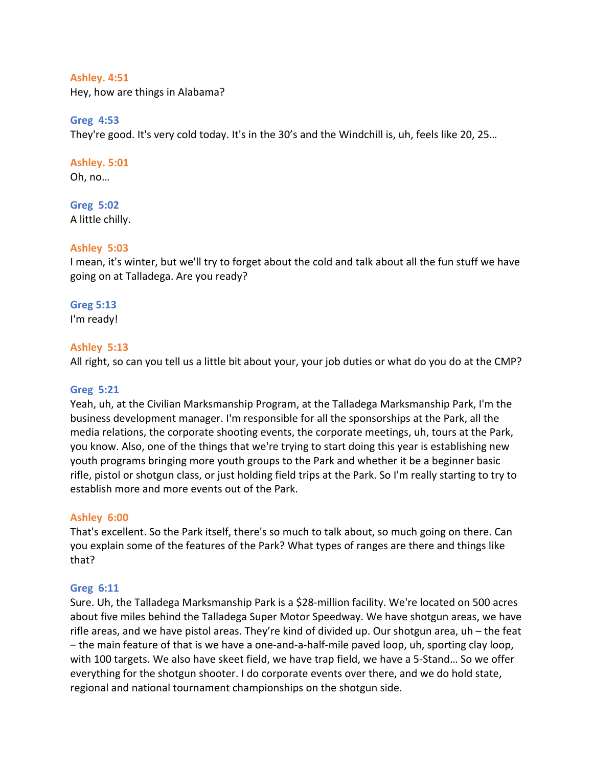**Ashley. 4:51**
Hey, how are things in Alabama?

**Greg 4:53**
They're good. It's very cold today. It's in the 30's and the Windchill is, uh, feels like 20, 25…

**Ashley. 5:01**
Oh, no…

**Greg 5:02**
A little chilly.

**Ashley 5:03**
I mean, it's winter, but we'll try to forget about the cold and talk about all the fun stuff we have going on at Talladega. Are you ready?

**Greg 5:13**
I'm ready!

**Ashley 5:13**
All right, so can you tell us a little bit about your, your job duties or what do you do at the CMP?

**Greg 5:21**
Yeah, uh, at the Civilian Marksmanship Program, at the Talladega Marksmanship Park, I'm the business development manager. I'm responsible for all the sponsorships at the Park, all the media relations, the corporate shooting events, the corporate meetings, uh, tours at the Park, you know. Also, one of the things that we're trying to start doing this year is establishing new youth programs bringing more youth groups to the Park and whether it be a beginner basic rifle, pistol or shotgun class, or just holding field trips at the Park. So I'm really starting to try to establish more and more events out of the Park.

**Ashley 6:00**
That's excellent. So the Park itself, there's so much to talk about, so much going on there. Can you explain some of the features of the Park? What types of ranges are there and things like that?

**Greg 6:11**
Sure. Uh, the Talladega Marksmanship Park is a $28-million facility. We're located on 500 acres about five miles behind the Talladega Super Motor Speedway. We have shotgun areas, we have rifle areas, and we have pistol areas. They're kind of divided up. Our shotgun area, uh – the feat – the main feature of that is we have a one-and-a-half-mile paved loop, uh, sporting clay loop, with 100 targets. We also have skeet field, we have trap field, we have a 5-Stand… So we offer everything for the shotgun shooter. I do corporate events over there, and we do hold state, regional and national tournament championships on the shotgun side.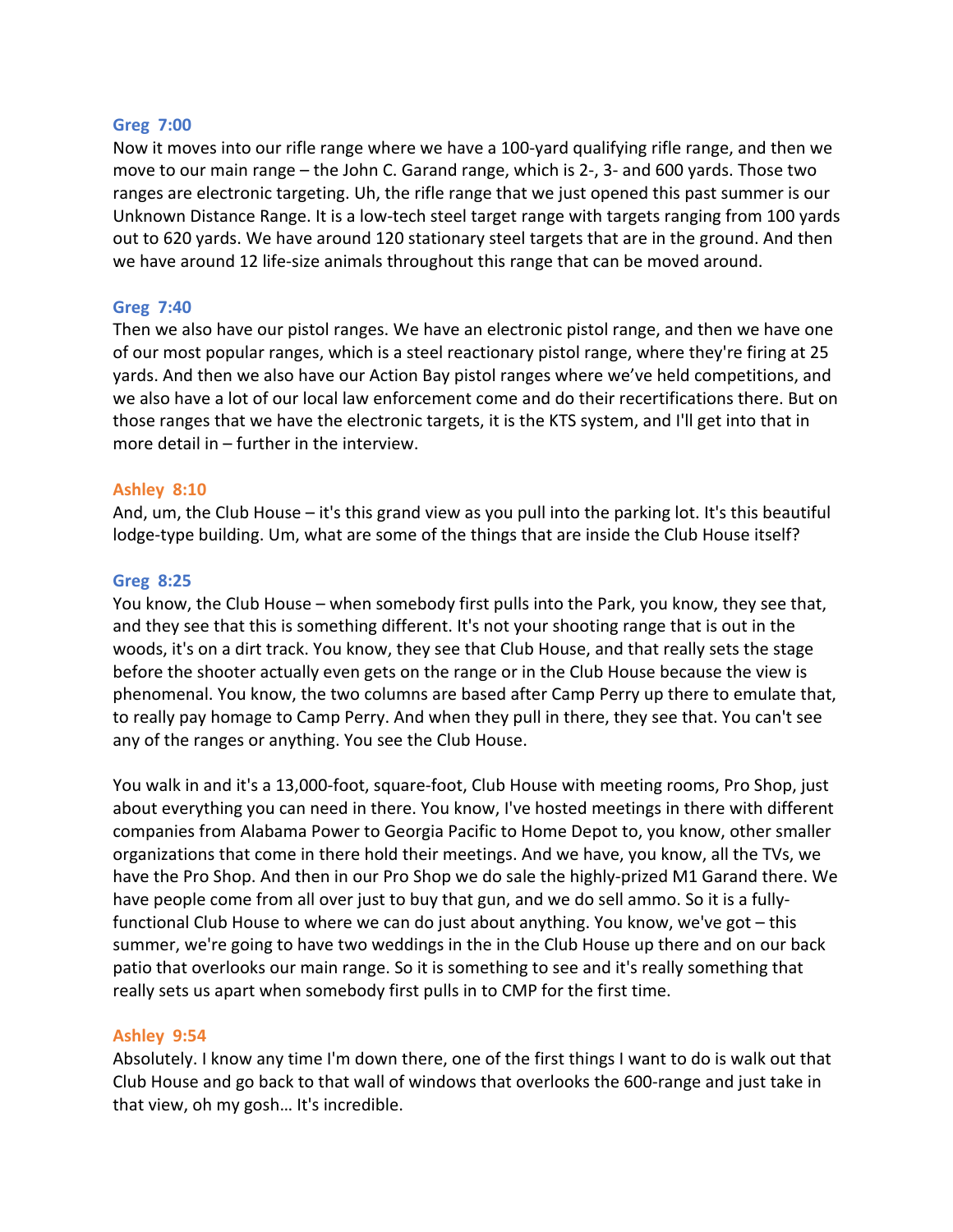**Greg 7:00**
Now it moves into our rifle range where we have a 100-yard qualifying rifle range, and then we move to our main range – the John C. Garand range, which is 2-, 3- and 600 yards. Those two ranges are electronic targeting. Uh, the rifle range that we just opened this past summer is our Unknown Distance Range. It is a low-tech steel target range with targets ranging from 100 yards out to 620 yards. We have around 120 stationary steel targets that are in the ground. And then we have around 12 life-size animals throughout this range that can be moved around.

**Greg 7:40**
Then we also have our pistol ranges. We have an electronic pistol range, and then we have one of our most popular ranges, which is a steel reactionary pistol range, where they're firing at 25 yards. And then we also have our Action Bay pistol ranges where we've held competitions, and we also have a lot of our local law enforcement come and do their recertifications there. But on those ranges that we have the electronic targets, it is the KTS system, and I'll get into that in more detail in – further in the interview.

**Ashley 8:10**
And, um, the Club House – it's this grand view as you pull into the parking lot. It's this beautiful lodge-type building. Um, what are some of the things that are inside the Club House itself?

**Greg 8:25**
You know, the Club House – when somebody first pulls into the Park, you know, they see that, and they see that this is something different. It's not your shooting range that is out in the woods, it's on a dirt track. You know, they see that Club House, and that really sets the stage before the shooter actually even gets on the range or in the Club House because the view is phenomenal. You know, the two columns are based after Camp Perry up there to emulate that, to really pay homage to Camp Perry. And when they pull in there, they see that. You can't see any of the ranges or anything. You see the Club House.

You walk in and it's a 13,000-foot, square-foot, Club House with meeting rooms, Pro Shop, just about everything you can need in there. You know, I've hosted meetings in there with different companies from Alabama Power to Georgia Pacific to Home Depot to, you know, other smaller organizations that come in there hold their meetings. And we have, you know, all the TVs, we have the Pro Shop. And then in our Pro Shop we do sale the highly-prized M1 Garand there. We have people come from all over just to buy that gun, and we do sell ammo. So it is a fully-functional Club House to where we can do just about anything. You know, we've got – this summer, we're going to have two weddings in the in the Club House up there and on our back patio that overlooks our main range. So it is something to see and it's really something that really sets us apart when somebody first pulls in to CMP for the first time.

**Ashley 9:54**
Absolutely. I know any time I'm down there, one of the first things I want to do is walk out that Club House and go back to that wall of windows that overlooks the 600-range and just take in that view, oh my gosh… It's incredible.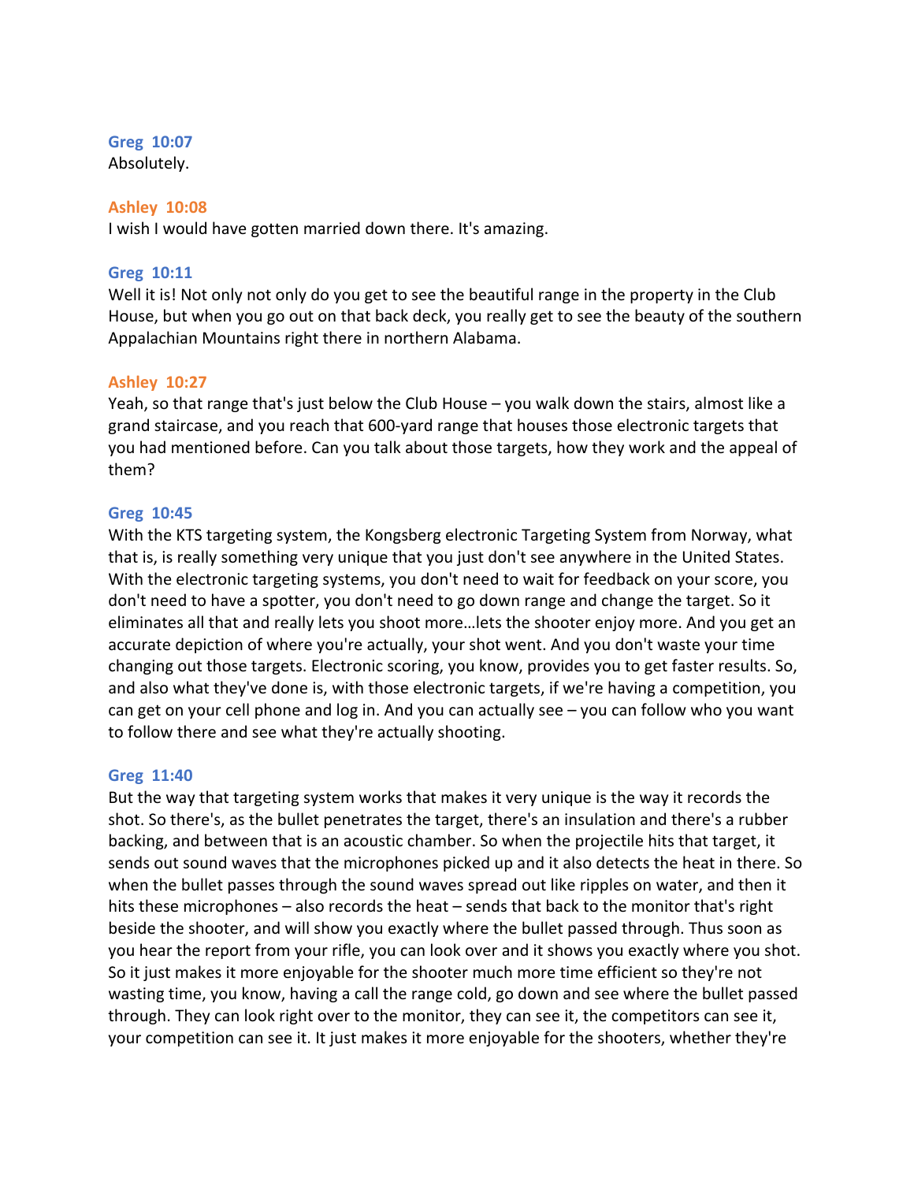**Greg 10:07**
Absolutely.

**Ashley 10:08**
I wish I would have gotten married down there. It's amazing.

**Greg 10:11**
Well it is! Not only not only do you get to see the beautiful range in the property in the Club House, but when you go out on that back deck, you really get to see the beauty of the southern Appalachian Mountains right there in northern Alabama.

**Ashley 10:27**
Yeah, so that range that's just below the Club House – you walk down the stairs, almost like a grand staircase, and you reach that 600-yard range that houses those electronic targets that you had mentioned before. Can you talk about those targets, how they work and the appeal of them?

**Greg 10:45**
With the KTS targeting system, the Kongsberg electronic Targeting System from Norway, what that is, is really something very unique that you just don't see anywhere in the United States. With the electronic targeting systems, you don't need to wait for feedback on your score, you don't need to have a spotter, you don't need to go down range and change the target. So it eliminates all that and really lets you shoot more…lets the shooter enjoy more. And you get an accurate depiction of where you're actually, your shot went. And you don't waste your time changing out those targets. Electronic scoring, you know, provides you to get faster results. So, and also what they've done is, with those electronic targets, if we're having a competition, you can get on your cell phone and log in. And you can actually see – you can follow who you want to follow there and see what they're actually shooting.

**Greg 11:40**
But the way that targeting system works that makes it very unique is the way it records the shot. So there's, as the bullet penetrates the target, there's an insulation and there's a rubber backing, and between that is an acoustic chamber. So when the projectile hits that target, it sends out sound waves that the microphones picked up and it also detects the heat in there. So when the bullet passes through the sound waves spread out like ripples on water, and then it hits these microphones – also records the heat – sends that back to the monitor that's right beside the shooter, and will show you exactly where the bullet passed through. Thus soon as you hear the report from your rifle, you can look over and it shows you exactly where you shot. So it just makes it more enjoyable for the shooter much more time efficient so they're not wasting time, you know, having a call the range cold, go down and see where the bullet passed through. They can look right over to the monitor, they can see it, the competitors can see it, your competition can see it. It just makes it more enjoyable for the shooters, whether they're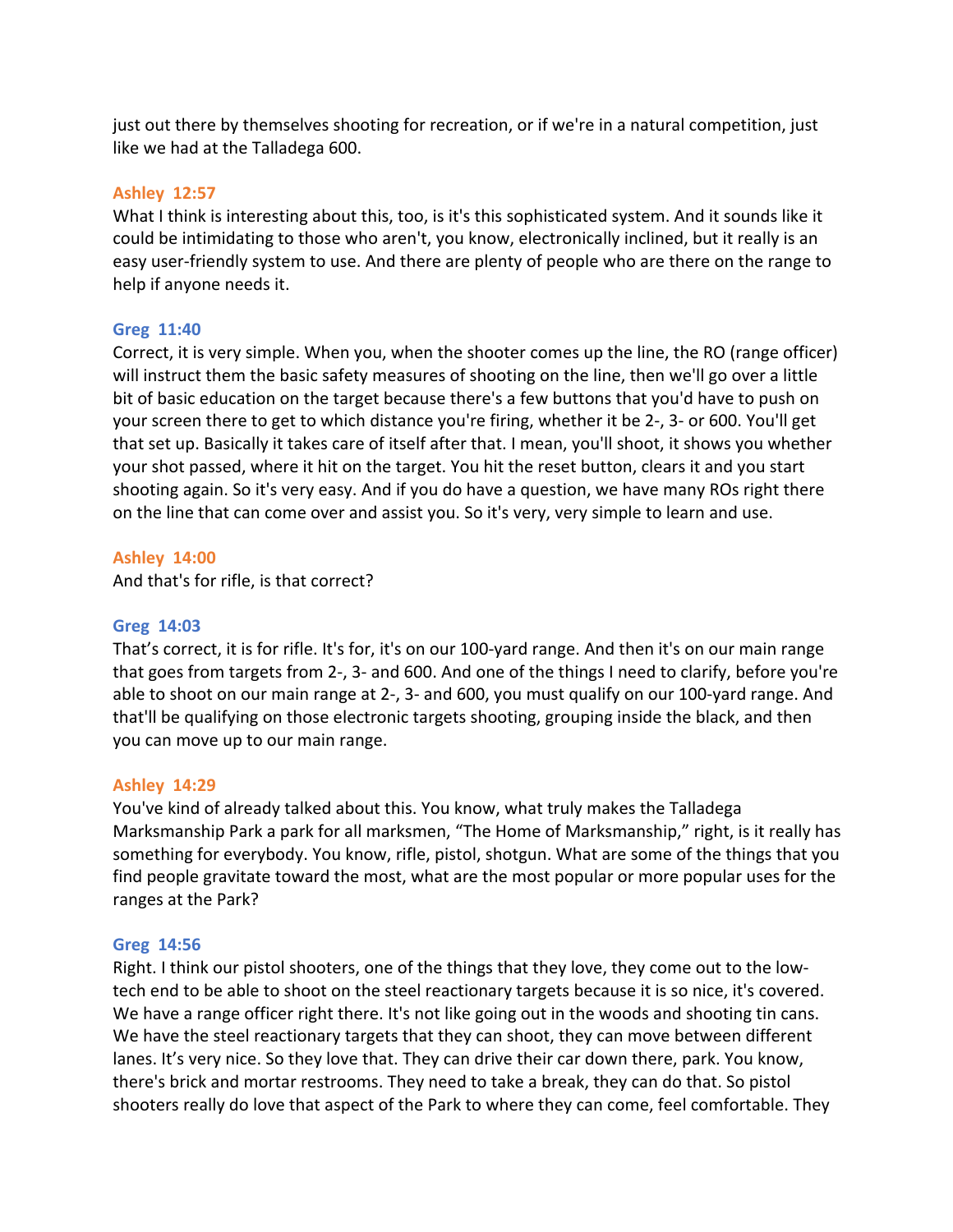just out there by themselves shooting for recreation, or if we're in a natural competition, just like we had at the Talladega 600.

**Ashley 12:57**
What I think is interesting about this, too, is it's this sophisticated system. And it sounds like it could be intimidating to those who aren't, you know, electronically inclined, but it really is an easy user-friendly system to use. And there are plenty of people who are there on the range to help if anyone needs it.

**Greg 11:40**
Correct, it is very simple. When you, when the shooter comes up the line, the RO (range officer) will instruct them the basic safety measures of shooting on the line, then we'll go over a little bit of basic education on the target because there's a few buttons that you'd have to push on your screen there to get to which distance you're firing, whether it be 2-, 3- or 600. You'll get that set up. Basically it takes care of itself after that. I mean, you'll shoot, it shows you whether your shot passed, where it hit on the target. You hit the reset button, clears it and you start shooting again. So it's very easy. And if you do have a question, we have many ROs right there on the line that can come over and assist you. So it's very, very simple to learn and use.

**Ashley 14:00**
And that's for rifle, is that correct?

**Greg 14:03**
That's correct, it is for rifle. It's for, it's on our 100-yard range. And then it's on our main range that goes from targets from 2-, 3- and 600. And one of the things I need to clarify, before you're able to shoot on our main range at 2-, 3- and 600, you must qualify on our 100-yard range. And that'll be qualifying on those electronic targets shooting, grouping inside the black, and then you can move up to our main range.

**Ashley 14:29**
You've kind of already talked about this. You know, what truly makes the Talladega Marksmanship Park a park for all marksmen, "The Home of Marksmanship," right, is it really has something for everybody. You know, rifle, pistol, shotgun. What are some of the things that you find people gravitate toward the most, what are the most popular or more popular uses for the ranges at the Park?

**Greg 14:56**
Right. I think our pistol shooters, one of the things that they love, they come out to the low-tech end to be able to shoot on the steel reactionary targets because it is so nice, it's covered. We have a range officer right there. It's not like going out in the woods and shooting tin cans. We have the steel reactionary targets that they can shoot, they can move between different lanes. It's very nice. So they love that. They can drive their car down there, park. You know, there's brick and mortar restrooms. They need to take a break, they can do that. So pistol shooters really do love that aspect of the Park to where they can come, feel comfortable. They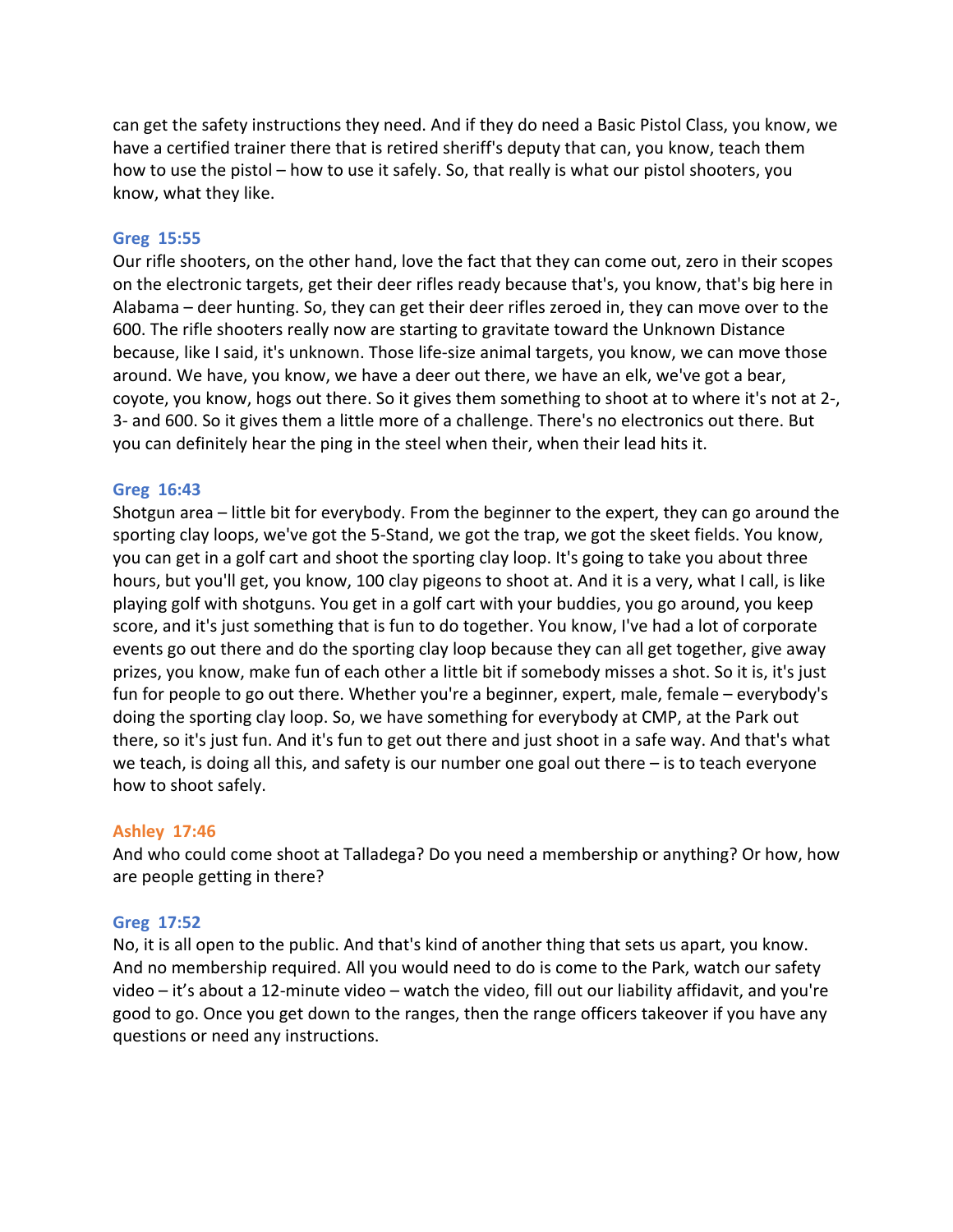can get the safety instructions they need. And if they do need a Basic Pistol Class, you know, we have a certified trainer there that is retired sheriff's deputy that can, you know, teach them how to use the pistol – how to use it safely. So, that really is what our pistol shooters, you know, what they like.

**Greg 15:55**
Our rifle shooters, on the other hand, love the fact that they can come out, zero in their scopes on the electronic targets, get their deer rifles ready because that's, you know, that's big here in Alabama – deer hunting. So, they can get their deer rifles zeroed in, they can move over to the 600. The rifle shooters really now are starting to gravitate toward the Unknown Distance because, like I said, it's unknown. Those life-size animal targets, you know, we can move those around. We have, you know, we have a deer out there, we have an elk, we've got a bear, coyote, you know, hogs out there. So it gives them something to shoot at to where it's not at 2-, 3- and 600. So it gives them a little more of a challenge. There's no electronics out there. But you can definitely hear the ping in the steel when their, when their lead hits it.

**Greg 16:43**
Shotgun area – little bit for everybody. From the beginner to the expert, they can go around the sporting clay loops, we've got the 5-Stand, we got the trap, we got the skeet fields. You know, you can get in a golf cart and shoot the sporting clay loop. It's going to take you about three hours, but you'll get, you know, 100 clay pigeons to shoot at. And it is a very, what I call, is like playing golf with shotguns. You get in a golf cart with your buddies, you go around, you keep score, and it's just something that is fun to do together. You know, I've had a lot of corporate events go out there and do the sporting clay loop because they can all get together, give away prizes, you know, make fun of each other a little bit if somebody misses a shot. So it is, it's just fun for people to go out there. Whether you're a beginner, expert, male, female – everybody's doing the sporting clay loop. So, we have something for everybody at CMP, at the Park out there, so it's just fun. And it's fun to get out there and just shoot in a safe way. And that's what we teach, is doing all this, and safety is our number one goal out there – is to teach everyone how to shoot safely.

**Ashley 17:46**
And who could come shoot at Talladega? Do you need a membership or anything? Or how, how are people getting in there?

**Greg 17:52**
No, it is all open to the public. And that's kind of another thing that sets us apart, you know. And no membership required. All you would need to do is come to the Park, watch our safety video – it's about a 12-minute video – watch the video, fill out our liability affidavit, and you're good to go. Once you get down to the ranges, then the range officers takeover if you have any questions or need any instructions.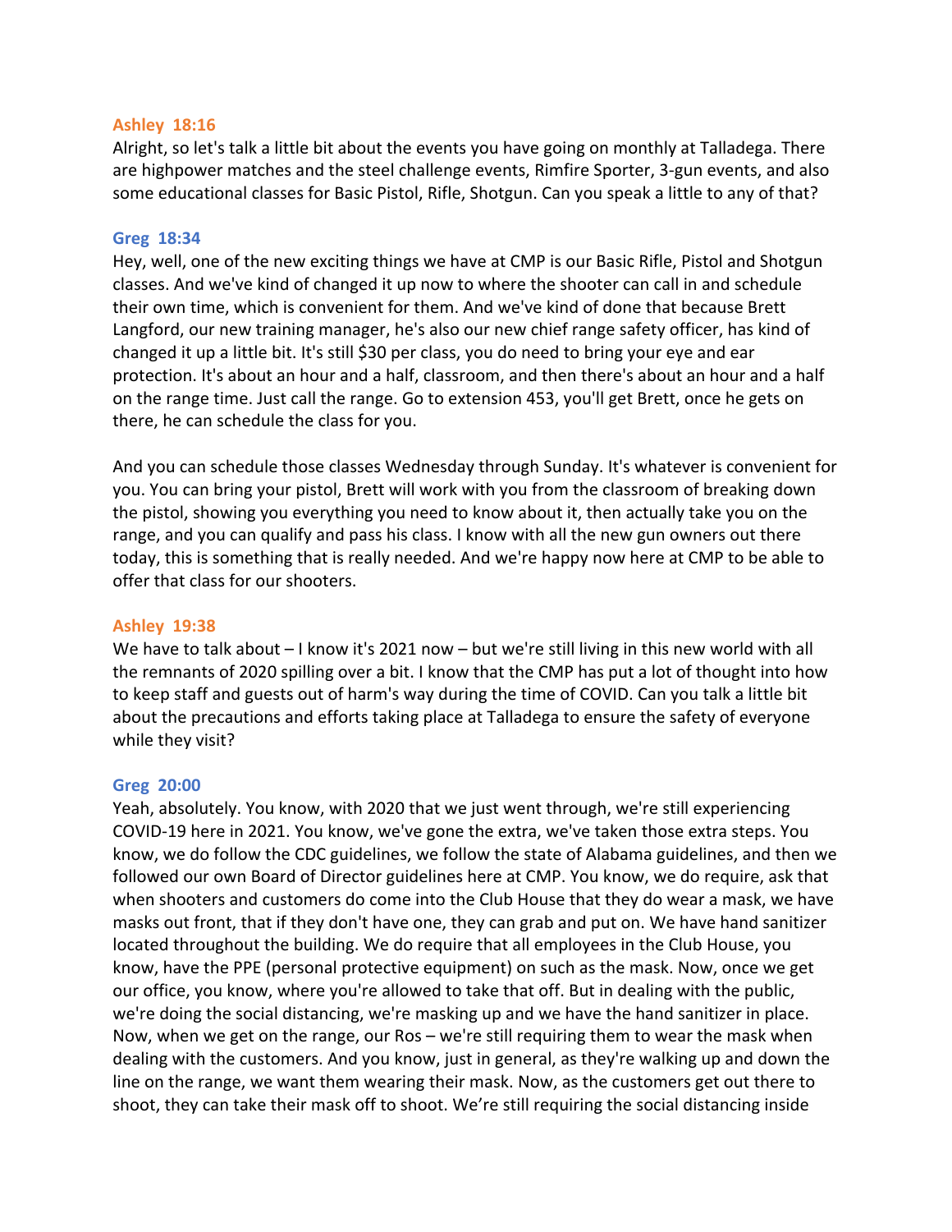**Ashley 18:16**

Alright, so let's talk a little bit about the events you have going on monthly at Talladega. There are highpower matches and the steel challenge events, Rimfire Sporter, 3-gun events, and also some educational classes for Basic Pistol, Rifle, Shotgun. Can you speak a little to any of that?

**Greg 18:34**

Hey, well, one of the new exciting things we have at CMP is our Basic Rifle, Pistol and Shotgun classes. And we've kind of changed it up now to where the shooter can call in and schedule their own time, which is convenient for them. And we've kind of done that because Brett Langford, our new training manager, he's also our new chief range safety officer, has kind of changed it up a little bit. It's still $30 per class, you do need to bring your eye and ear protection. It's about an hour and a half, classroom, and then there's about an hour and a half on the range time. Just call the range. Go to extension 453, you'll get Brett, once he gets on there, he can schedule the class for you.

And you can schedule those classes Wednesday through Sunday. It's whatever is convenient for you. You can bring your pistol, Brett will work with you from the classroom of breaking down the pistol, showing you everything you need to know about it, then actually take you on the range, and you can qualify and pass his class. I know with all the new gun owners out there today, this is something that is really needed. And we're happy now here at CMP to be able to offer that class for our shooters.

**Ashley 19:38**

We have to talk about – I know it's 2021 now – but we're still living in this new world with all the remnants of 2020 spilling over a bit. I know that the CMP has put a lot of thought into how to keep staff and guests out of harm's way during the time of COVID. Can you talk a little bit about the precautions and efforts taking place at Talladega to ensure the safety of everyone while they visit?

**Greg 20:00**

Yeah, absolutely. You know, with 2020 that we just went through, we're still experiencing COVID-19 here in 2021. You know, we've gone the extra, we've taken those extra steps. You know, we do follow the CDC guidelines, we follow the state of Alabama guidelines, and then we followed our own Board of Director guidelines here at CMP. You know, we do require, ask that when shooters and customers do come into the Club House that they do wear a mask, we have masks out front, that if they don't have one, they can grab and put on. We have hand sanitizer located throughout the building. We do require that all employees in the Club House, you know, have the PPE (personal protective equipment) on such as the mask. Now, once we get our office, you know, where you're allowed to take that off. But in dealing with the public, we're doing the social distancing, we're masking up and we have the hand sanitizer in place. Now, when we get on the range, our Ros – we're still requiring them to wear the mask when dealing with the customers. And you know, just in general, as they're walking up and down the line on the range, we want them wearing their mask. Now, as the customers get out there to shoot, they can take their mask off to shoot. We're still requiring the social distancing inside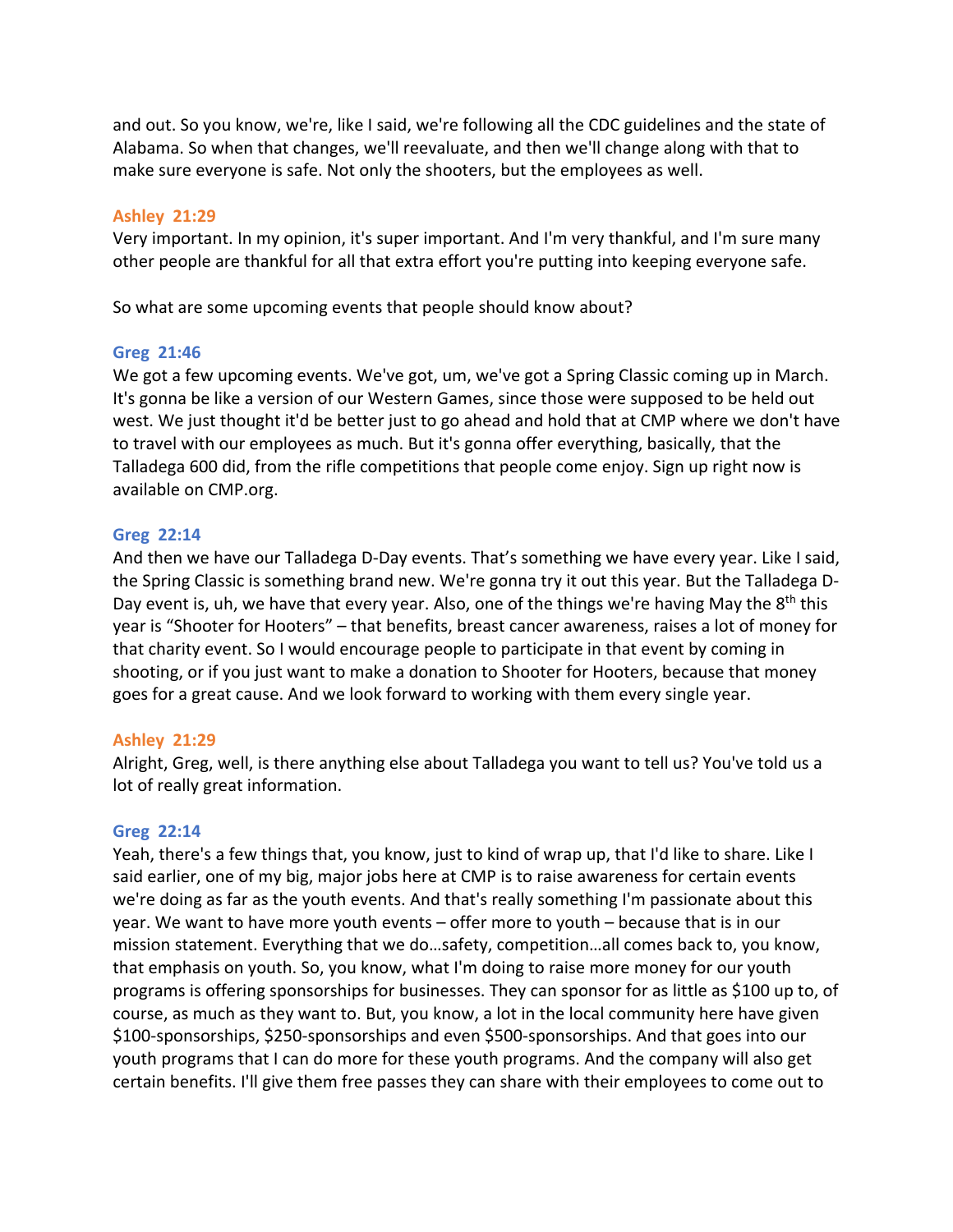and out. So you know, we're, like I said, we're following all the CDC guidelines and the state of Alabama. So when that changes, we'll reevaluate, and then we'll change along with that to make sure everyone is safe. Not only the shooters, but the employees as well.

**Ashley 21:29**
Very important. In my opinion, it's super important. And I'm very thankful, and I'm sure many other people are thankful for all that extra effort you're putting into keeping everyone safe.

So what are some upcoming events that people should know about?

**Greg 21:46**
We got a few upcoming events. We've got, um, we've got a Spring Classic coming up in March. It's gonna be like a version of our Western Games, since those were supposed to be held out west. We just thought it'd be better just to go ahead and hold that at CMP where we don't have to travel with our employees as much. But it's gonna offer everything, basically, that the Talladega 600 did, from the rifle competitions that people come enjoy. Sign up right now is available on CMP.org.

**Greg 22:14**
And then we have our Talladega D-Day events. That's something we have every year. Like I said, the Spring Classic is something brand new. We're gonna try it out this year. But the Talladega D-Day event is, uh, we have that every year. Also, one of the things we're having May the 8th this year is "Shooter for Hooters" – that benefits, breast cancer awareness, raises a lot of money for that charity event. So I would encourage people to participate in that event by coming in shooting, or if you just want to make a donation to Shooter for Hooters, because that money goes for a great cause. And we look forward to working with them every single year.

**Ashley 21:29**
Alright, Greg, well, is there anything else about Talladega you want to tell us? You've told us a lot of really great information.

**Greg 22:14**
Yeah, there's a few things that, you know, just to kind of wrap up, that I'd like to share. Like I said earlier, one of my big, major jobs here at CMP is to raise awareness for certain events we're doing as far as the youth events. And that's really something I'm passionate about this year. We want to have more youth events – offer more to youth – because that is in our mission statement. Everything that we do…safety, competition…all comes back to, you know, that emphasis on youth. So, you know, what I'm doing to raise more money for our youth programs is offering sponsorships for businesses. They can sponsor for as little as $100 up to, of course, as much as they want to. But, you know, a lot in the local community here have given $100-sponsorships, $250-sponsorships and even $500-sponsorships. And that goes into our youth programs that I can do more for these youth programs. And the company will also get certain benefits. I'll give them free passes they can share with their employees to come out to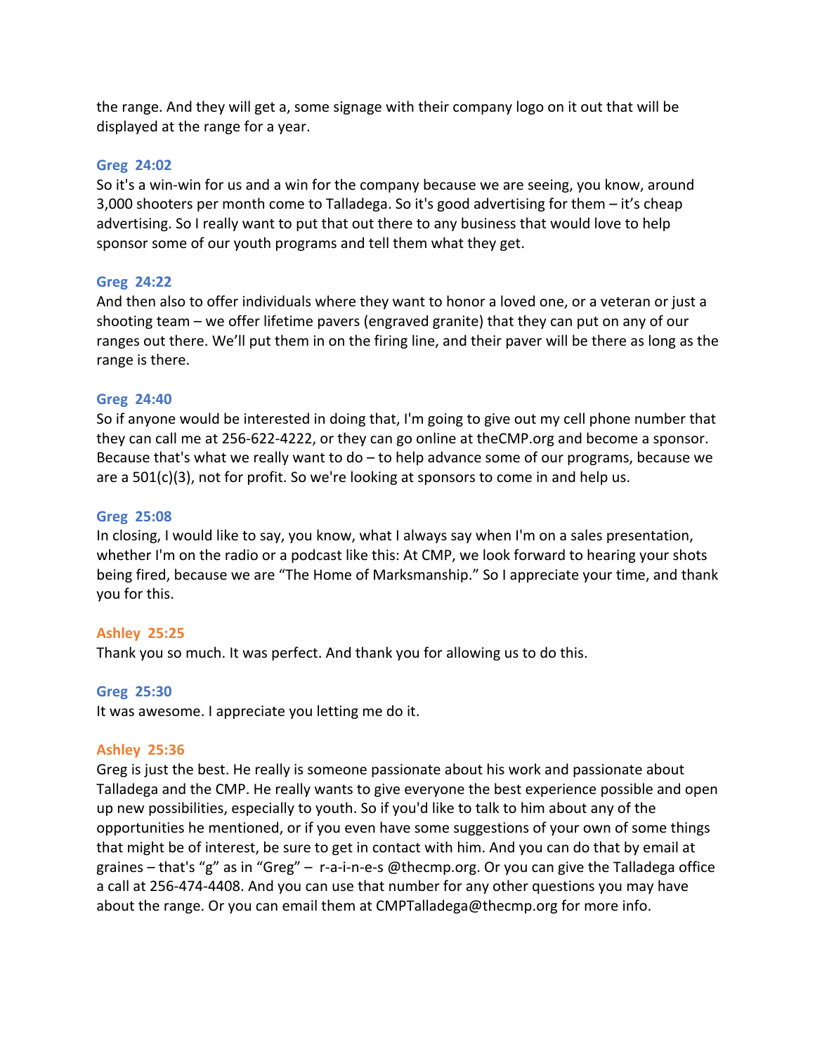the range. And they will get a, some signage with their company logo on it out that will be displayed at the range for a year.

**Greg 24:02**
So it's a win-win for us and a win for the company because we are seeing, you know, around 3,000 shooters per month come to Talladega. So it's good advertising for them – it's cheap advertising. So I really want to put that out there to any business that would love to help sponsor some of our youth programs and tell them what they get.

**Greg 24:22**
And then also to offer individuals where they want to honor a loved one, or a veteran or just a shooting team – we offer lifetime pavers (engraved granite) that they can put on any of our ranges out there. We'll put them in on the firing line, and their paver will be there as long as the range is there.

**Greg 24:40**
So if anyone would be interested in doing that, I'm going to give out my cell phone number that they can call me at 256-622-4222, or they can go online at theCMP.org and become a sponsor. Because that's what we really want to do – to help advance some of our programs, because we are a 501(c)(3), not for profit. So we're looking at sponsors to come in and help us.

**Greg 25:08**
In closing, I would like to say, you know, what I always say when I'm on a sales presentation, whether I'm on the radio or a podcast like this: At CMP, we look forward to hearing your shots being fired, because we are "The Home of Marksmanship." So I appreciate your time, and thank you for this.

**Ashley 25:25**
Thank you so much. It was perfect. And thank you for allowing us to do this.

**Greg 25:30**
It was awesome. I appreciate you letting me do it.

**Ashley 25:36**
Greg is just the best. He really is someone passionate about his work and passionate about Talladega and the CMP. He really wants to give everyone the best experience possible and open up new possibilities, especially to youth. So if you'd like to talk to him about any of the opportunities he mentioned, or if you even have some suggestions of your own of some things that might be of interest, be sure to get in contact with him. And you can do that by email at graines – that's "g" as in "Greg" – r-a-i-n-e-s @thecmp.org. Or you can give the Talladega office a call at 256-474-4408. And you can use that number for any other questions you may have about the range. Or you can email them at CMPTalladega@thecmp.org for more info.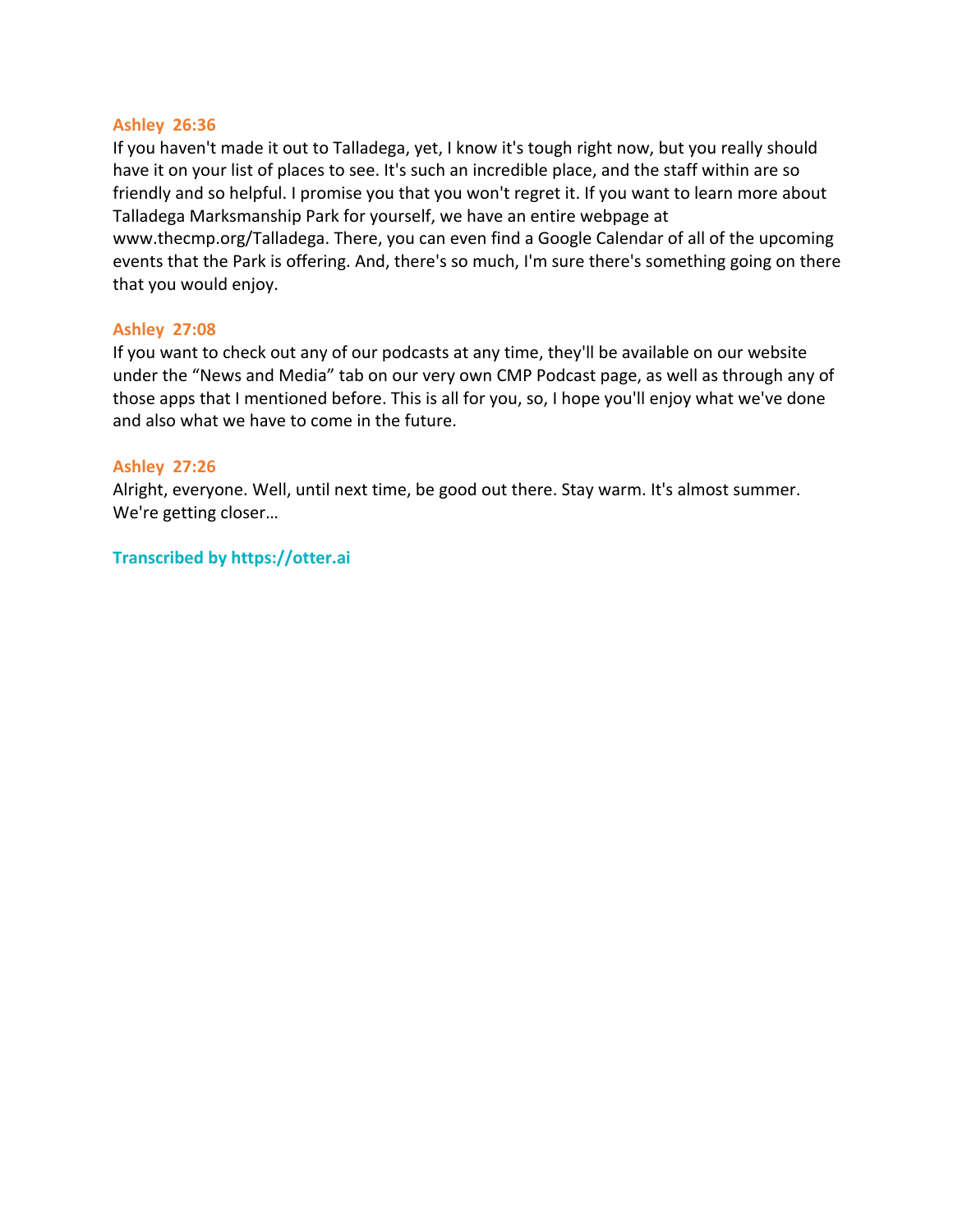**Ashley 26:36**
If you haven't made it out to Talladega, yet, I know it's tough right now, but you really should have it on your list of places to see. It's such an incredible place, and the staff within are so friendly and so helpful. I promise you that you won't regret it. If you want to learn more about Talladega Marksmanship Park for yourself, we have an entire webpage at www.thecmp.org/Talladega. There, you can even find a Google Calendar of all of the upcoming events that the Park is offering. And, there's so much, I'm sure there's something going on there that you would enjoy.

**Ashley 27:08**
If you want to check out any of our podcasts at any time, they'll be available on our website under the "News and Media" tab on our very own CMP Podcast page, as well as through any of those apps that I mentioned before. This is all for you, so, I hope you'll enjoy what we've done and also what we have to come in the future.

**Ashley 27:26**
Alright, everyone. Well, until next time, be good out there. Stay warm. It's almost summer. We're getting closer…

**Transcribed by https://otter.ai**